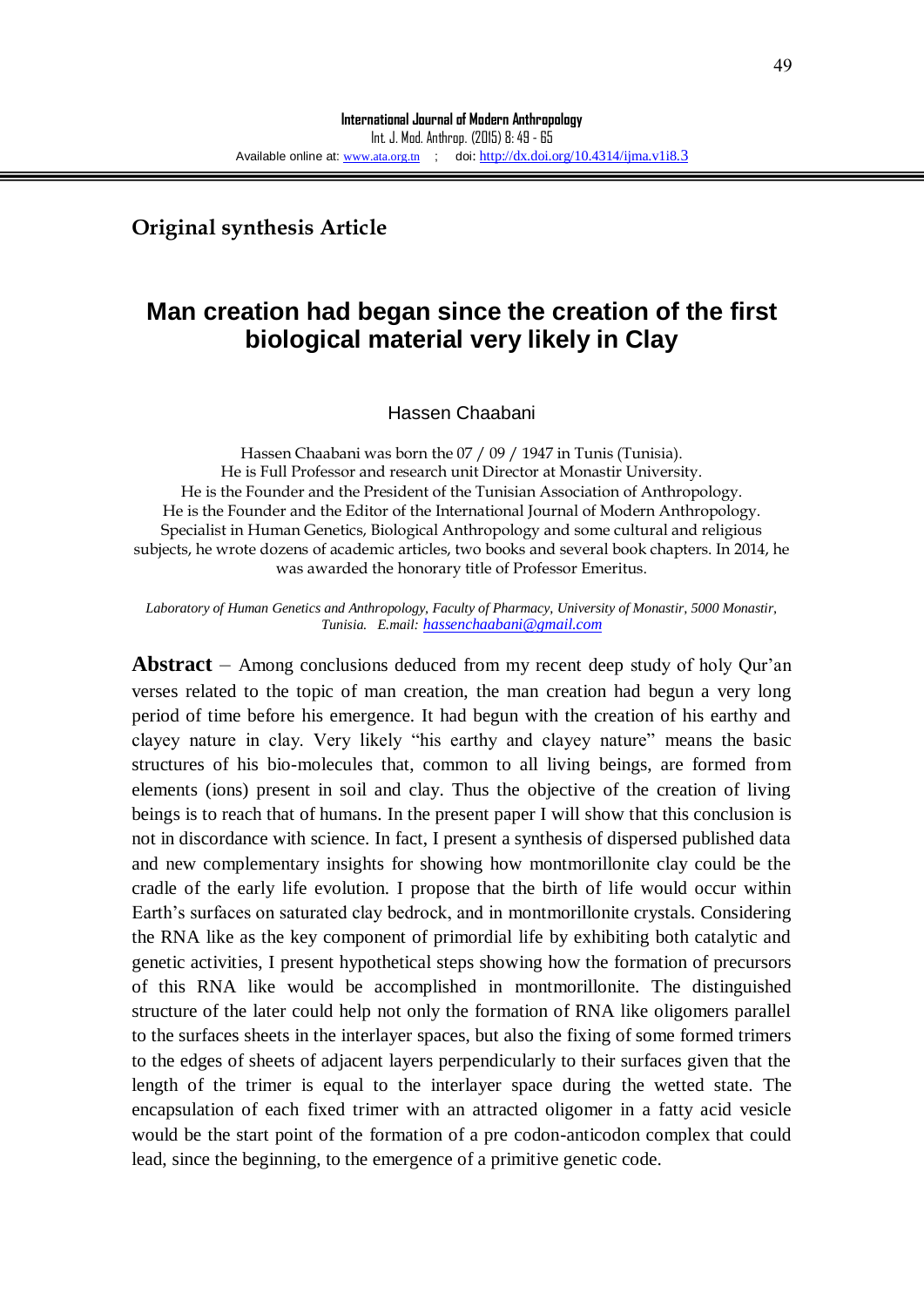**International Journal of Modern Anthropology**
Int. J. Mod. Anthrop. (2015) 8: 49 - 65
Available online at: www.ata.org.tn ; doi: http://dx.doi.org/10.4314/ijma.v1i8.3

**Original synthesis Article**

# Man creation had began since the creation of the first biological material very likely in Clay

Hassen Chaabani

Hassen Chaabani was born the 07 / 09 / 1947 in Tunis (Tunisia).
He is Full Professor and research unit Director at Monastir University.
He is the Founder and the President of the Tunisian Association of Anthropology.
He is the Founder and the Editor of the International Journal of Modern Anthropology.
Specialist in Human Genetics, Biological Anthropology and some cultural and religious subjects, he wrote dozens of academic articles, two books and several book chapters. In 2014, he was awarded the honorary title of Professor Emeritus.

*Laboratory of Human Genetics and Anthropology, Faculty of Pharmacy, University of Monastir, 5000 Monastir, Tunisia. E.mail: hassenchaabani@gmail.com*

**Abstract** – Among conclusions deduced from my recent deep study of holy Qur'an verses related to the topic of man creation, the man creation had begun a very long period of time before his emergence. It had begun with the creation of his earthy and clayey nature in clay. Very likely "his earthy and clayey nature" means the basic structures of his bio-molecules that, common to all living beings, are formed from elements (ions) present in soil and clay. Thus the objective of the creation of living beings is to reach that of humans. In the present paper I will show that this conclusion is not in discordance with science. In fact, I present a synthesis of dispersed published data and new complementary insights for showing how montmorillonite clay could be the cradle of the early life evolution. I propose that the birth of life would occur within Earth's surfaces on saturated clay bedrock, and in montmorillonite crystals. Considering the RNA like as the key component of primordial life by exhibiting both catalytic and genetic activities, I present hypothetical steps showing how the formation of precursors of this RNA like would be accomplished in montmorillonite. The distinguished structure of the later could help not only the formation of RNA like oligomers parallel to the surfaces sheets in the interlayer spaces, but also the fixing of some formed trimers to the edges of sheets of adjacent layers perpendicularly to their surfaces given that the length of the trimer is equal to the interlayer space during the wetted state. The encapsulation of each fixed trimer with an attracted oligomer in a fatty acid vesicle would be the start point of the formation of a pre codon-anticodon complex that could lead, since the beginning, to the emergence of a primitive genetic code.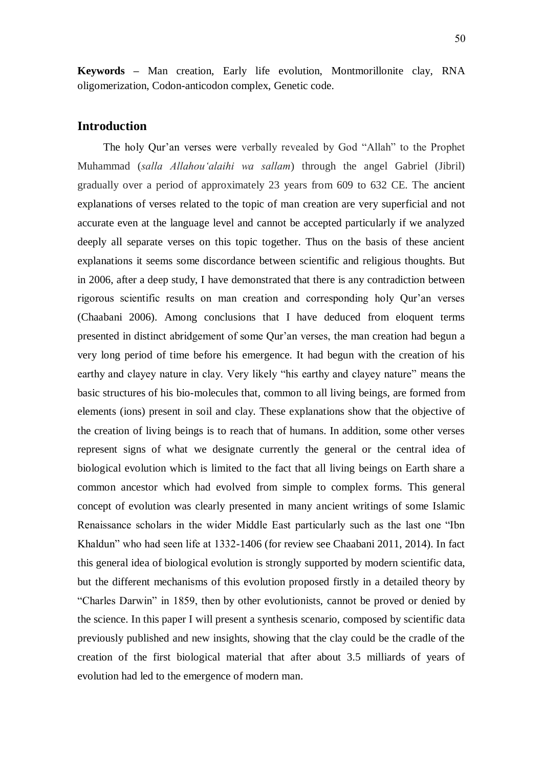**Keywords –** Man creation, Early life evolution, Montmorillonite clay, RNA oligomerization, Codon-anticodon complex, Genetic code.

## Introduction

The holy Qur'an verses were verbally revealed by God "Allah" to the Prophet Muhammad (*salla Allahou'alaihi wa sallam*) through the angel Gabriel (Jibril) gradually over a period of approximately 23 years from 609 to 632 CE. The ancient explanations of verses related to the topic of man creation are very superficial and not accurate even at the language level and cannot be accepted particularly if we analyzed deeply all separate verses on this topic together. Thus on the basis of these ancient explanations it seems some discordance between scientific and religious thoughts. But in 2006, after a deep study, I have demonstrated that there is any contradiction between rigorous scientific results on man creation and corresponding holy Qur'an verses (Chaabani 2006). Among conclusions that I have deduced from eloquent terms presented in distinct abridgement of some Qur'an verses, the man creation had begun a very long period of time before his emergence. It had begun with the creation of his earthy and clayey nature in clay. Very likely "his earthy and clayey nature" means the basic structures of his bio-molecules that, common to all living beings, are formed from elements (ions) present in soil and clay. These explanations show that the objective of the creation of living beings is to reach that of humans. In addition, some other verses represent signs of what we designate currently the general or the central idea of biological evolution which is limited to the fact that all living beings on Earth share a common ancestor which had evolved from simple to complex forms. This general concept of evolution was clearly presented in many ancient writings of some Islamic Renaissance scholars in the wider Middle East particularly such as the last one "Ibn Khaldun" who had seen life at 1332-1406 (for review see Chaabani 2011, 2014). In fact this general idea of biological evolution is strongly supported by modern scientific data, but the different mechanisms of this evolution proposed firstly in a detailed theory by "Charles Darwin" in 1859, then by other evolutionists, cannot be proved or denied by the science. In this paper I will present a synthesis scenario, composed by scientific data previously published and new insights, showing that the clay could be the cradle of the creation of the first biological material that after about 3.5 milliards of years of evolution had led to the emergence of modern man.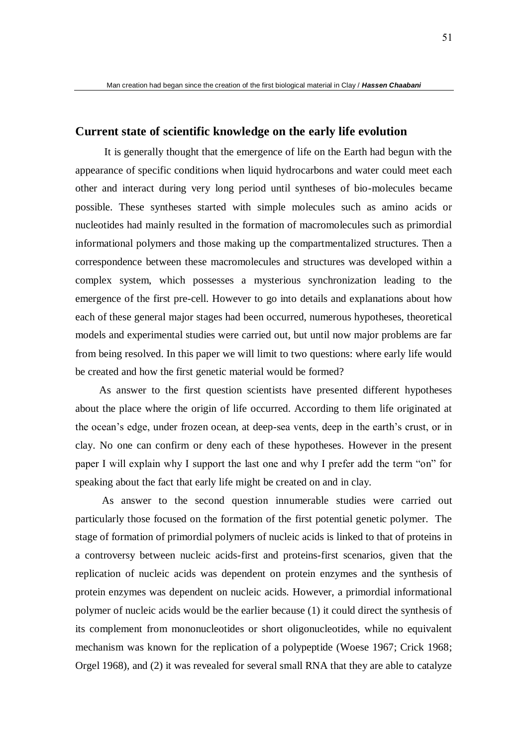## Current state of scientific knowledge on the early life evolution

It is generally thought that the emergence of life on the Earth had begun with the appearance of specific conditions when liquid hydrocarbons and water could meet each other and interact during very long period until syntheses of bio-molecules became possible. These syntheses started with simple molecules such as amino acids or nucleotides had mainly resulted in the formation of macromolecules such as primordial informational polymers and those making up the compartmentalized structures. Then a correspondence between these macromolecules and structures was developed within a complex system, which possesses a mysterious synchronization leading to the emergence of the first pre-cell. However to go into details and explanations about how each of these general major stages had been occurred, numerous hypotheses, theoretical models and experimental studies were carried out, but until now major problems are far from being resolved. In this paper we will limit to two questions: where early life would be created and how the first genetic material would be formed?

As answer to the first question scientists have presented different hypotheses about the place where the origin of life occurred. According to them life originated at the ocean's edge, under frozen ocean, at deep-sea vents, deep in the earth's crust, or in clay. No one can confirm or deny each of these hypotheses. However in the present paper I will explain why I support the last one and why I prefer add the term "on" for speaking about the fact that early life might be created on and in clay.

As answer to the second question innumerable studies were carried out particularly those focused on the formation of the first potential genetic polymer. The stage of formation of primordial polymers of nucleic acids is linked to that of proteins in a controversy between nucleic acids-first and proteins-first scenarios, given that the replication of nucleic acids was dependent on protein enzymes and the synthesis of protein enzymes was dependent on nucleic acids. However, a primordial informational polymer of nucleic acids would be the earlier because (1) it could direct the synthesis of its complement from mononucleotides or short oligonucleotides, while no equivalent mechanism was known for the replication of a polypeptide (Woese 1967; Crick 1968; Orgel 1968), and (2) it was revealed for several small RNA that they are able to catalyze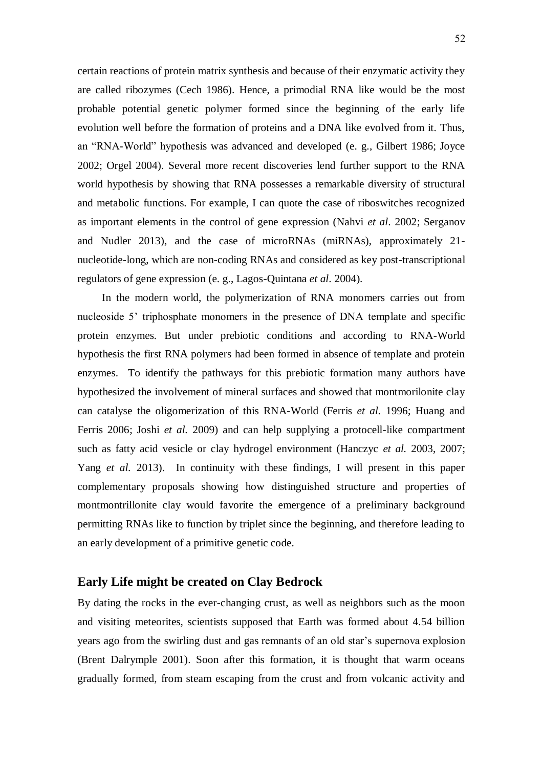certain reactions of protein matrix synthesis and because of their enzymatic activity they are called ribozymes (Cech 1986). Hence, a primodial RNA like would be the most probable potential genetic polymer formed since the beginning of the early life evolution well before the formation of proteins and a DNA like evolved from it. Thus, an "RNA-World" hypothesis was advanced and developed (e. g., Gilbert 1986; Joyce 2002; Orgel 2004). Several more recent discoveries lend further support to the RNA world hypothesis by showing that RNA possesses a remarkable diversity of structural and metabolic functions. For example, I can quote the case of riboswitches recognized as important elements in the control of gene expression (Nahvi *et al*. 2002; Serganov and Nudler 2013), and the case of microRNAs (miRNAs), approximately 21-nucleotide-long, which are non-coding RNAs and considered as key post-transcriptional regulators of gene expression (e. g., Lagos-Quintana *et al*. 2004).

In the modern world, the polymerization of RNA monomers carries out from nucleoside 5' triphosphate monomers in the presence of DNA template and specific protein enzymes. But under prebiotic conditions and according to RNA-World hypothesis the first RNA polymers had been formed in absence of template and protein enzymes. To identify the pathways for this prebiotic formation many authors have hypothesized the involvement of mineral surfaces and showed that montmorilonite clay can catalyse the oligomerization of this RNA-World (Ferris *et al.* 1996; Huang and Ferris 2006; Joshi *et al.* 2009) and can help supplying a protocell-like compartment such as fatty acid vesicle or clay hydrogel environment (Hanczyc *et al.* 2003, 2007; Yang *et al.* 2013). In continuity with these findings, I will present in this paper complementary proposals showing how distinguished structure and properties of montmontrillonite clay would favorite the emergence of a preliminary background permitting RNAs like to function by triplet since the beginning, and therefore leading to an early development of a primitive genetic code.

## Early Life might be created on Clay Bedrock

By dating the rocks in the ever-changing crust, as well as neighbors such as the moon and visiting meteorites, scientists supposed that Earth was formed about 4.54 billion years ago from the swirling dust and gas remnants of an old star's supernova explosion (Brent Dalrymple 2001). Soon after this formation, it is thought that warm oceans gradually formed, from steam escaping from the crust and from volcanic activity and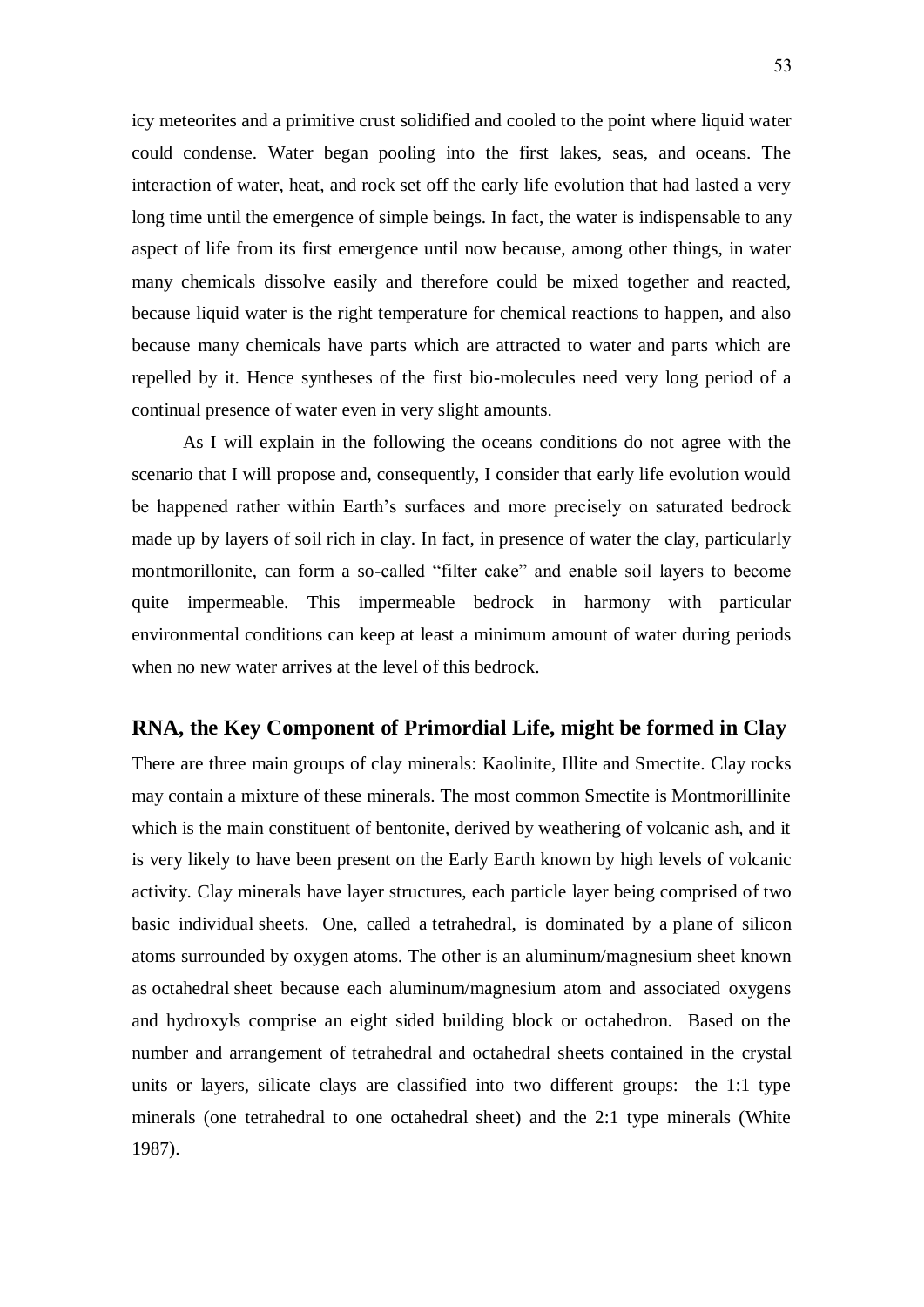icy meteorites and a primitive crust solidified and cooled to the point where liquid water could condense. Water began pooling into the first lakes, seas, and oceans. The interaction of water, heat, and rock set off the early life evolution that had lasted a very long time until the emergence of simple beings. In fact, the water is indispensable to any aspect of life from its first emergence until now because, among other things, in water many chemicals dissolve easily and therefore could be mixed together and reacted, because liquid water is the right temperature for chemical reactions to happen, and also because many chemicals have parts which are attracted to water and parts which are repelled by it. Hence syntheses of the first bio-molecules need very long period of a continual presence of water even in very slight amounts.

As I will explain in the following the oceans conditions do not agree with the scenario that I will propose and, consequently, I consider that early life evolution would be happened rather within Earth's surfaces and more precisely on saturated bedrock made up by layers of soil rich in clay. In fact, in presence of water the clay, particularly montmorillonite, can form a so-called "filter cake" and enable soil layers to become quite impermeable. This impermeable bedrock in harmony with particular environmental conditions can keep at least a minimum amount of water during periods when no new water arrives at the level of this bedrock.

## RNA, the Key Component of Primordial Life, might be formed in Clay

There are three main groups of clay minerals: Kaolinite, Illite and Smectite. Clay rocks may contain a mixture of these minerals. The most common Smectite is Montmorillinite which is the main constituent of bentonite, derived by weathering of volcanic ash, and it is very likely to have been present on the Early Earth known by high levels of volcanic activity. Clay minerals have layer structures, each particle layer being comprised of two basic individual sheets. One, called a tetrahedral, is dominated by a plane of silicon atoms surrounded by oxygen atoms. The other is an aluminum/magnesium sheet known as octahedral sheet because each aluminum/magnesium atom and associated oxygens and hydroxyls comprise an eight sided building block or octahedron. Based on the number and arrangement of tetrahedral and octahedral sheets contained in the crystal units or layers, silicate clays are classified into two different groups: the 1:1 type minerals (one tetrahedral to one octahedral sheet) and the 2:1 type minerals (White 1987).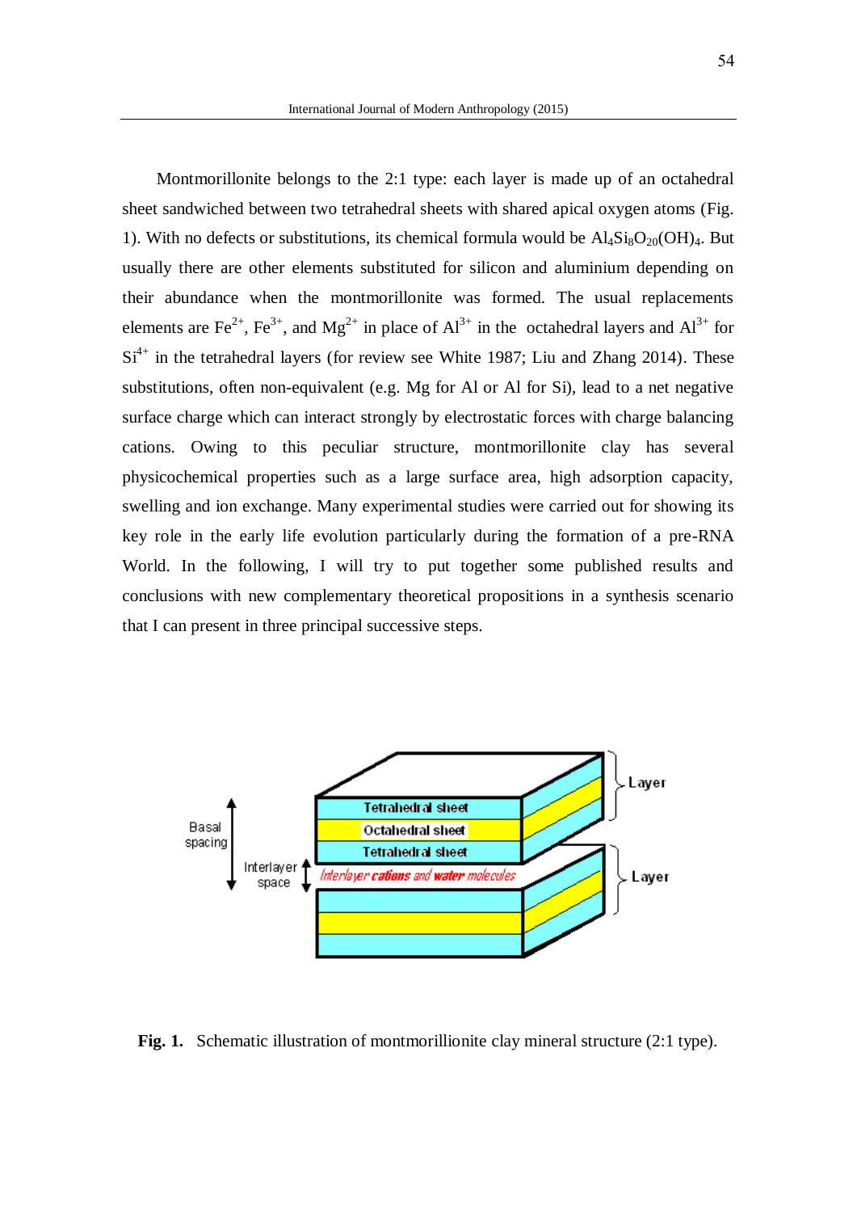Montmorillonite belongs to the 2:1 type: each layer is made up of an octahedral sheet sandwiched between two tetrahedral sheets with shared apical oxygen atoms (Fig. 1). With no defects or substitutions, its chemical formula would be $Al_4Si_8O_{20}(OH)_4$. But usually there are other elements substituted for silicon and aluminium depending on their abundance when the montmorillonite was formed. The usual replacements elements are $Fe^{2+}$, $Fe^{3+}$, and $Mg^{2+}$ in place of $Al^{3+}$ in the octahedral layers and $Al^{3+}$ for $Si^{4+}$ in the tetrahedral layers (for review see White 1987; Liu and Zhang 2014). These substitutions, often non-equivalent (e.g. Mg for Al or Al for Si), lead to a net negative surface charge which can interact strongly by electrostatic forces with charge balancing cations. Owing to this peculiar structure, montmorillonite clay has several physicochemical properties such as a large surface area, high adsorption capacity, swelling and ion exchange. Many experimental studies were carried out for showing its key role in the early life evolution particularly during the formation of a pre-RNA World. In the following, I will try to put together some published results and conclusions with new complementary theoretical propositions in a synthesis scenario that I can present in three principal successive steps.

**Fig. 1.** Schematic illustration of montmorillionite clay mineral structure (2:1 type).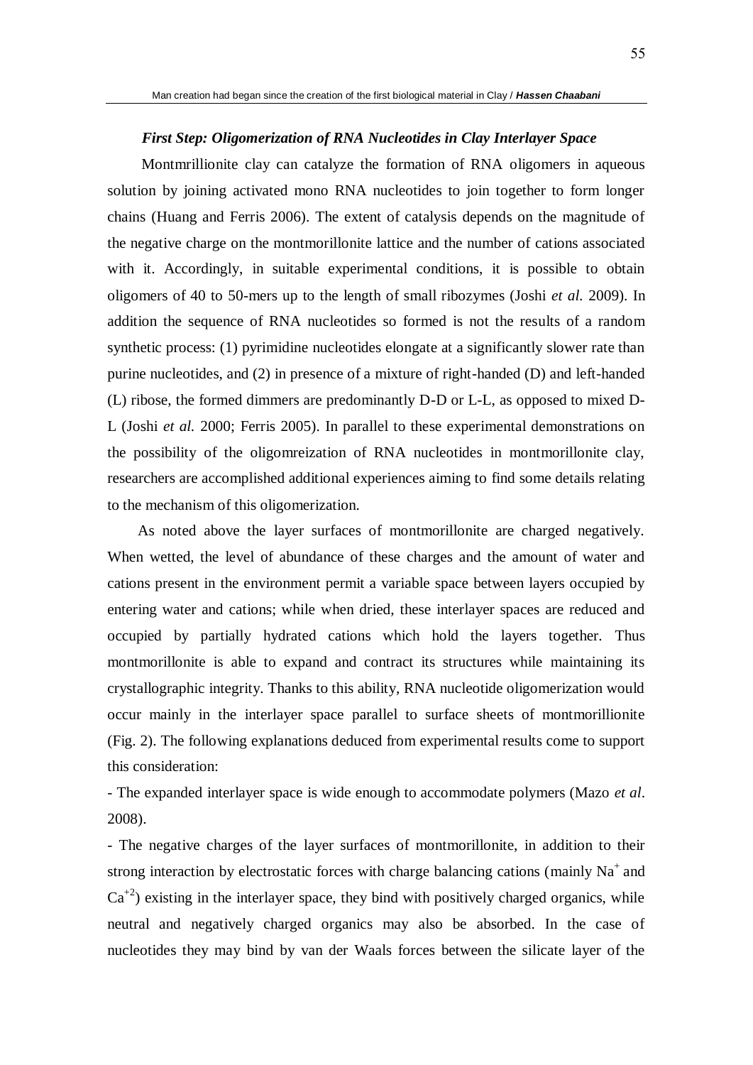### *First Step: Oligomerization of RNA Nucleotides in Clay Interlayer Space*

Montmrillionite clay can catalyze the formation of RNA oligomers in aqueous solution by joining activated mono RNA nucleotides to join together to form longer chains (Huang and Ferris 2006). The extent of catalysis depends on the magnitude of the negative charge on the montmorillonite lattice and the number of cations associated with it. Accordingly, in suitable experimental conditions, it is possible to obtain oligomers of 40 to 50-mers up to the length of small ribozymes (Joshi *et al.* 2009). In addition the sequence of RNA nucleotides so formed is not the results of a random synthetic process: (1) pyrimidine nucleotides elongate at a significantly slower rate than purine nucleotides, and (2) in presence of a mixture of right-handed (D) and left-handed (L) ribose, the formed dimmers are predominantly D-D or L-L, as opposed to mixed D-L (Joshi *et al.* 2000; Ferris 2005). In parallel to these experimental demonstrations on the possibility of the oligomreization of RNA nucleotides in montmorillonite clay, researchers are accomplished additional experiences aiming to find some details relating to the mechanism of this oligomerization.

As noted above the layer surfaces of montmorillonite are charged negatively. When wetted, the level of abundance of these charges and the amount of water and cations present in the environment permit a variable space between layers occupied by entering water and cations; while when dried, these interlayer spaces are reduced and occupied by partially hydrated cations which hold the layers together. Thus montmorillonite is able to expand and contract its structures while maintaining its crystallographic integrity. Thanks to this ability, RNA nucleotide oligomerization would occur mainly in the interlayer space parallel to surface sheets of montmorillionite (Fig. 2). The following explanations deduced from experimental results come to support this consideration:

- The expanded interlayer space is wide enough to accommodate polymers (Mazo *et al*. 2008).

- The negative charges of the layer surfaces of montmorillonite, in addition to their strong interaction by electrostatic forces with charge balancing cations (mainly $Na^{+}$ and $Ca^{+2}$) existing in the interlayer space, they bind with positively charged organics, while neutral and negatively charged organics may also be absorbed. In the case of nucleotides they may bind by van der Waals forces between the silicate layer of the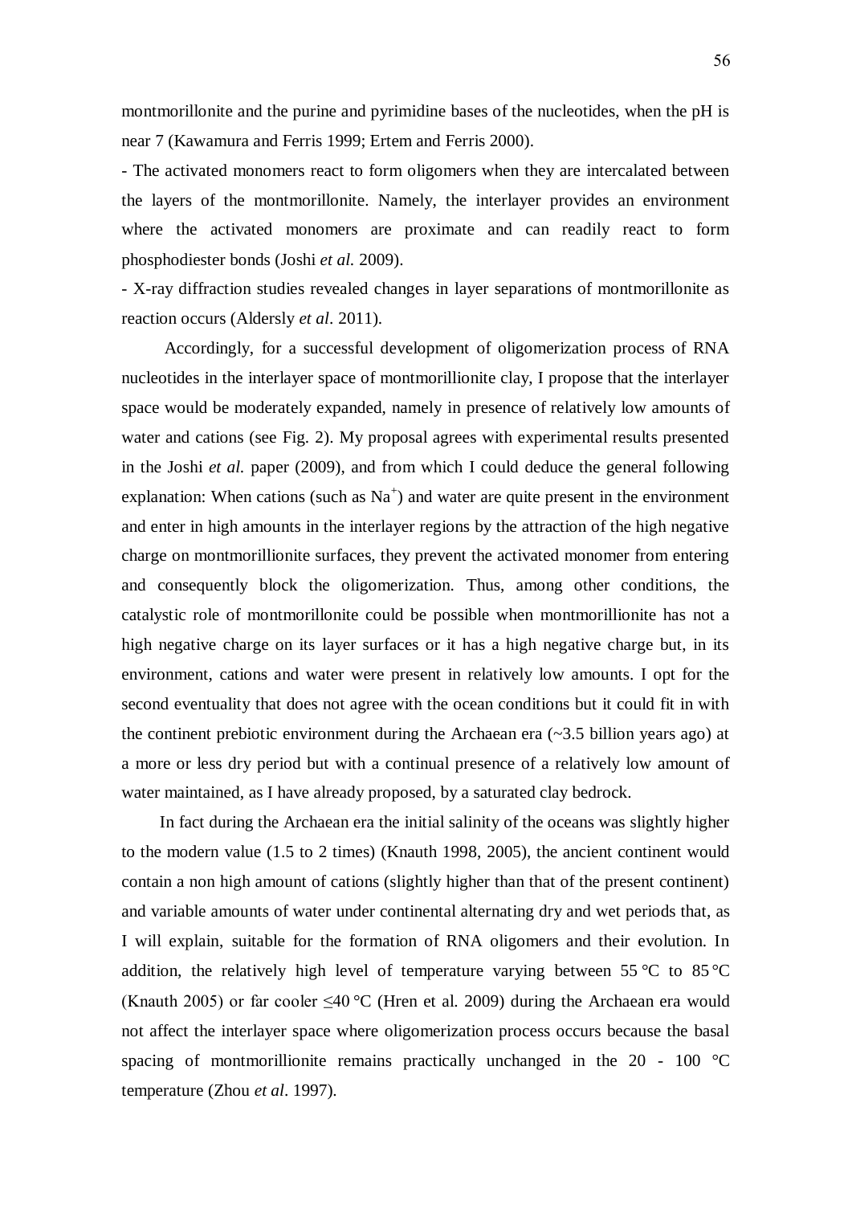montmorillonite and the purine and pyrimidine bases of the nucleotides, when the pH is near 7 (Kawamura and Ferris 1999; Ertem and Ferris 2000).

- The activated monomers react to form oligomers when they are intercalated between the layers of the montmorillonite. Namely, the interlayer provides an environment where the activated monomers are proximate and can readily react to form phosphodiester bonds (Joshi *et al.* 2009).

- X-ray diffraction studies revealed changes in layer separations of montmorillonite as reaction occurs (Aldersly *et al*. 2011).

Accordingly, for a successful development of oligomerization process of RNA nucleotides in the interlayer space of montmorillionite clay, I propose that the interlayer space would be moderately expanded, namely in presence of relatively low amounts of water and cations (see Fig. 2). My proposal agrees with experimental results presented in the Joshi *et al.* paper (2009), and from which I could deduce the general following explanation: When cations (such as $Na^+$) and water are quite present in the environment and enter in high amounts in the interlayer regions by the attraction of the high negative charge on montmorillionite surfaces, they prevent the activated monomer from entering and consequently block the oligomerization. Thus, among other conditions, the catalystic role of montmorillonite could be possible when montmorillionite has not a high negative charge on its layer surfaces or it has a high negative charge but, in its environment, cations and water were present in relatively low amounts. I opt for the second eventuality that does not agree with the ocean conditions but it could fit in with the continent prebiotic environment during the Archaean era (~3.5 billion years ago) at a more or less dry period but with a continual presence of a relatively low amount of water maintained, as I have already proposed, by a saturated clay bedrock.

In fact during the Archaean era the initial salinity of the oceans was slightly higher to the modern value (1.5 to 2 times) (Knauth 1998, 2005), the ancient continent would contain a non high amount of cations (slightly higher than that of the present continent) and variable amounts of water under continental alternating dry and wet periods that, as I will explain, suitable for the formation of RNA oligomers and their evolution. In addition, the relatively high level of temperature varying between 55 °C to 85 °C (Knauth 2005) or far cooler ≤40 °C (Hren et al. 2009) during the Archaean era would not affect the interlayer space where oligomerization process occurs because the basal spacing of montmorillionite remains practically unchanged in the 20 - 100 °C temperature (Zhou *et al*. 1997).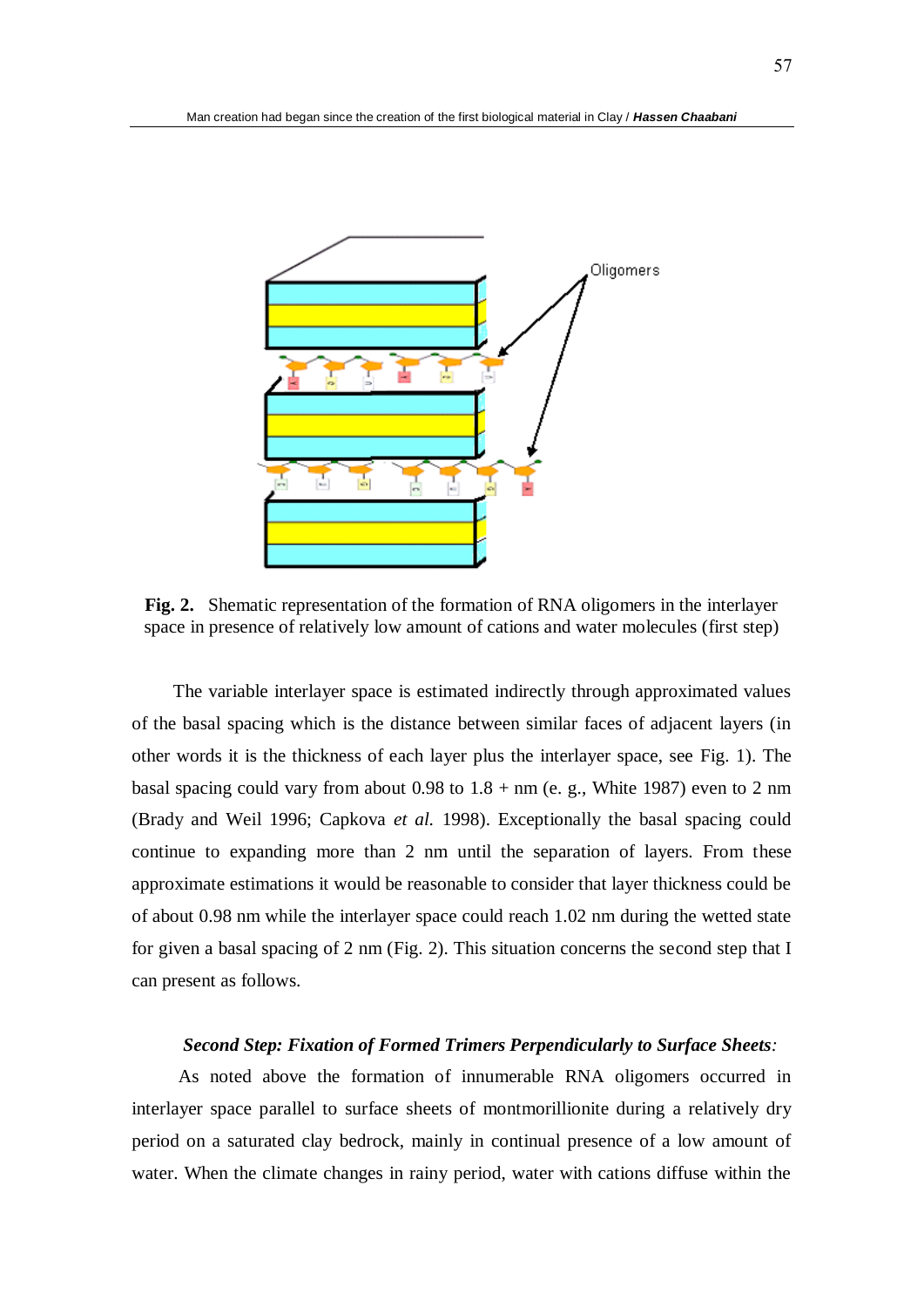**Fig. 2.** Shematic representation of the formation of RNA oligomers in the interlayer space in presence of relatively low amount of cations and water molecules (first step)

The variable interlayer space is estimated indirectly through approximated values of the basal spacing which is the distance between similar faces of adjacent layers (in other words it is the thickness of each layer plus the interlayer space, see Fig. 1). The basal spacing could vary from about 0.98 to 1.8 + nm (e. g., White 1987) even to 2 nm (Brady and Weil 1996; Capkova *et al.* 1998). Exceptionally the basal spacing could continue to expanding more than 2 nm until the separation of layers. From these approximate estimations it would be reasonable to consider that layer thickness could be of about 0.98 nm while the interlayer space could reach 1.02 nm during the wetted state for given a basal spacing of 2 nm (Fig. 2). This situation concerns the second step that I can present as follows.

***Second Step: Fixation of Formed Trimers Perpendicularly to Surface Sheets:***

As noted above the formation of innumerable RNA oligomers occurred in interlayer space parallel to surface sheets of montmorillionite during a relatively dry period on a saturated clay bedrock, mainly in continual presence of a low amount of water. When the climate changes in rainy period, water with cations diffuse within the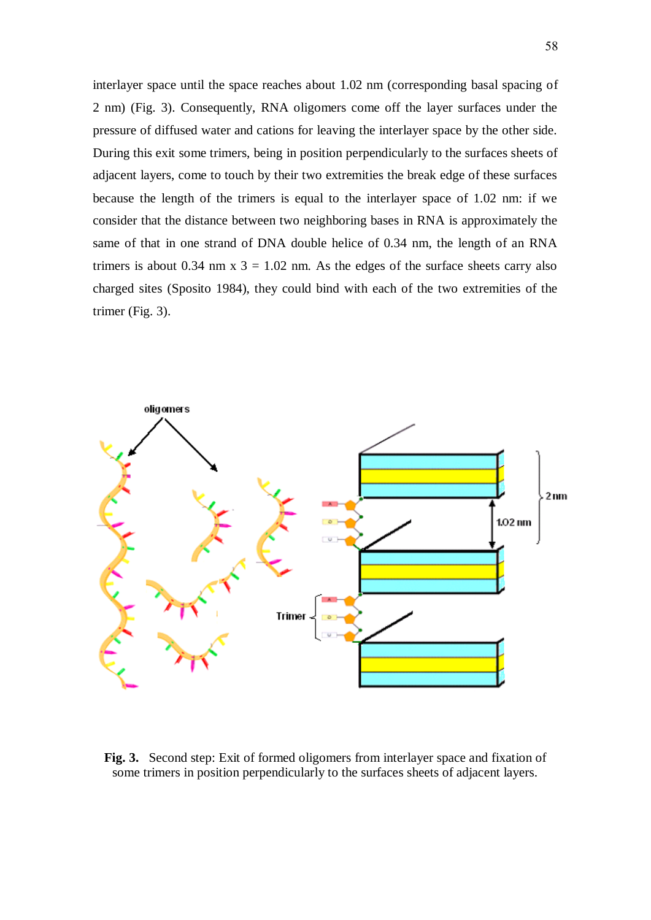interlayer space until the space reaches about 1.02 nm (corresponding basal spacing of 2 nm) (Fig. 3). Consequently, RNA oligomers come off the layer surfaces under the pressure of diffused water and cations for leaving the interlayer space by the other side. During this exit some trimers, being in position perpendicularly to the surfaces sheets of adjacent layers, come to touch by their two extremities the break edge of these surfaces because the length of the trimers is equal to the interlayer space of 1.02 nm: if we consider that the distance between two neighboring bases in RNA is approximately the same of that in one strand of DNA double helice of 0.34 nm, the length of an RNA trimers is about 0.34 nm x 3 = 1.02 nm. As the edges of the surface sheets carry also charged sites (Sposito 1984), they could bind with each of the two extremities of the trimer (Fig. 3).

**Fig. 3.** Second step: Exit of formed oligomers from interlayer space and fixation of some trimers in position perpendicularly to the surfaces sheets of adjacent layers.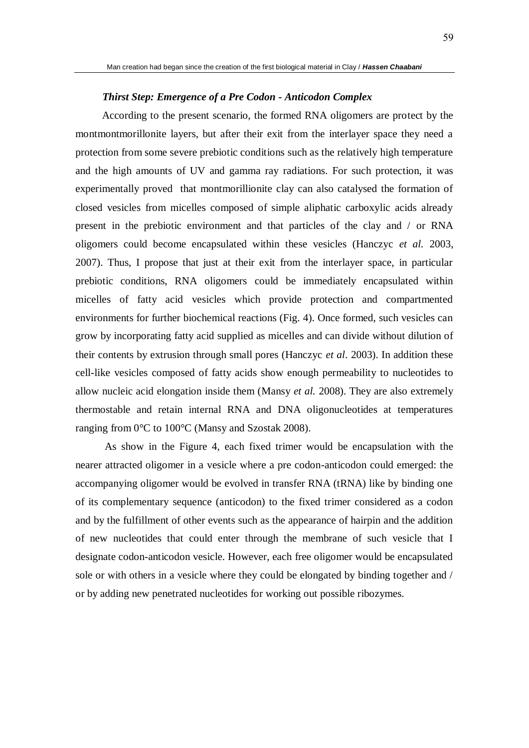### *Thirst Step: Emergence of a Pre Codon - Anticodon Complex*

According to the present scenario, the formed RNA oligomers are protect by the montmontmorillonite layers, but after their exit from the interlayer space they need a protection from some severe prebiotic conditions such as the relatively high temperature and the high amounts of UV and gamma ray radiations. For such protection, it was experimentally proved that montmorillionite clay can also catalysed the formation of closed vesicles from micelles composed of simple aliphatic carboxylic acids already present in the prebiotic environment and that particles of the clay and / or RNA oligomers could become encapsulated within these vesicles (Hanczyc *et al.* 2003, 2007). Thus, I propose that just at their exit from the interlayer space, in particular prebiotic conditions, RNA oligomers could be immediately encapsulated within micelles of fatty acid vesicles which provide protection and compartmented environments for further biochemical reactions (Fig. 4). Once formed, such vesicles can grow by incorporating fatty acid supplied as micelles and can divide without dilution of their contents by extrusion through small pores (Hanczyc *et al*. 2003). In addition these cell-like vesicles composed of fatty acids show enough permeability to nucleotides to allow nucleic acid elongation inside them (Mansy *et al.* 2008). They are also extremely thermostable and retain internal RNA and DNA oligonucleotides at temperatures ranging from 0°C to 100°C (Mansy and Szostak 2008).

As show in the Figure 4, each fixed trimer would be encapsulation with the nearer attracted oligomer in a vesicle where a pre codon-anticodon could emerged: the accompanying oligomer would be evolved in transfer RNA (tRNA) like by binding one of its complementary sequence (anticodon) to the fixed trimer considered as a codon and by the fulfillment of other events such as the appearance of hairpin and the addition of new nucleotides that could enter through the membrane of such vesicle that I designate codon-anticodon vesicle. However, each free oligomer would be encapsulated sole or with others in a vesicle where they could be elongated by binding together and / or by adding new penetrated nucleotides for working out possible ribozymes.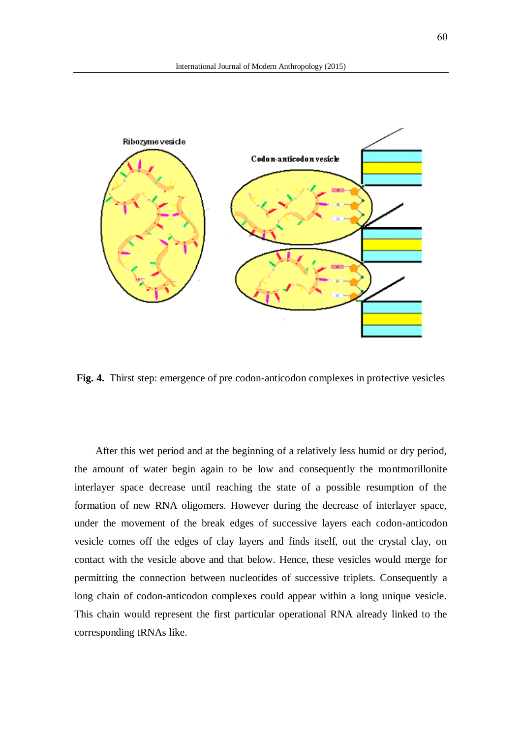**Fig. 4.** Thirst step: emergence of pre codon-anticodon complexes in protective vesicles

After this wet period and at the beginning of a relatively less humid or dry period, the amount of water begin again to be low and consequently the montmorillonite interlayer space decrease until reaching the state of a possible resumption of the formation of new RNA oligomers. However during the decrease of interlayer space, under the movement of the break edges of successive layers each codon-anticodon vesicle comes off the edges of clay layers and finds itself, out the crystal clay, on contact with the vesicle above and that below. Hence, these vesicles would merge for permitting the connection between nucleotides of successive triplets. Consequently a long chain of codon-anticodon complexes could appear within a long unique vesicle. This chain would represent the first particular operational RNA already linked to the corresponding tRNAs like.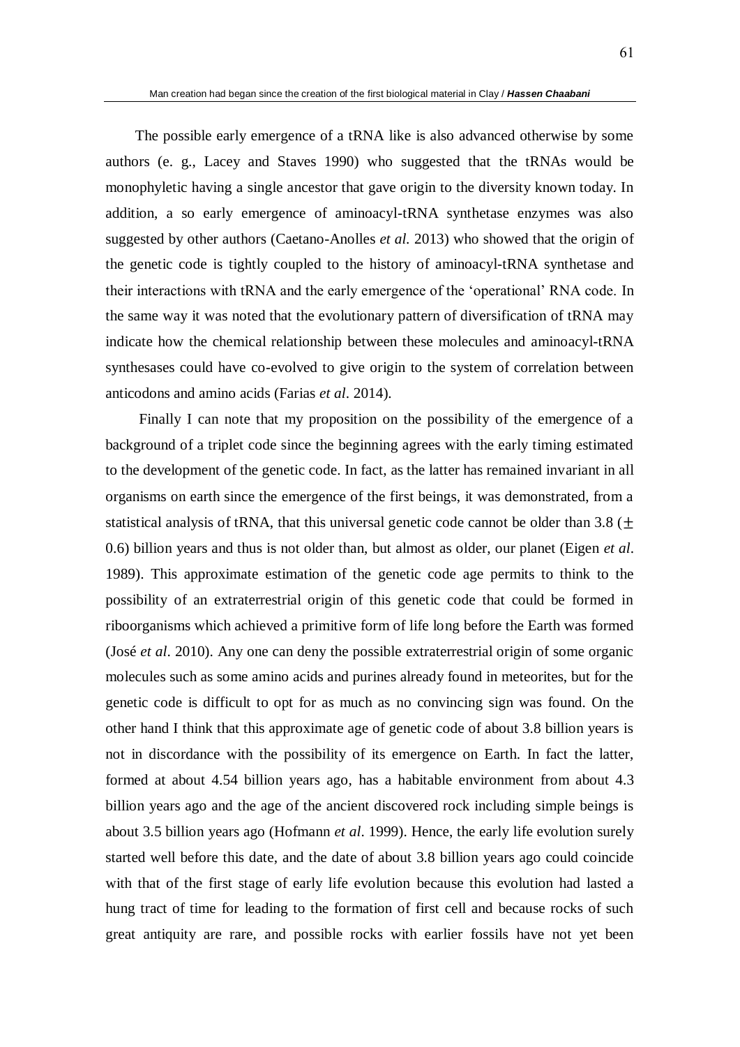The possible early emergence of a tRNA like is also advanced otherwise by some authors (e. g., Lacey and Staves 1990) who suggested that the tRNAs would be monophyletic having a single ancestor that gave origin to the diversity known today. In addition, a so early emergence of aminoacyl-tRNA synthetase enzymes was also suggested by other authors (Caetano-Anolles *et al.* 2013) who showed that the origin of the genetic code is tightly coupled to the history of aminoacyl-tRNA synthetase and their interactions with tRNA and the early emergence of the 'operational' RNA code. In the same way it was noted that the evolutionary pattern of diversification of tRNA may indicate how the chemical relationship between these molecules and aminoacyl-tRNA synthesases could have co-evolved to give origin to the system of correlation between anticodons and amino acids (Farias *et al*. 2014).

Finally I can note that my proposition on the possibility of the emergence of a background of a triplet code since the beginning agrees with the early timing estimated to the development of the genetic code. In fact, as the latter has remained invariant in all organisms on earth since the emergence of the first beings, it was demonstrated, from a statistical analysis of tRNA, that this universal genetic code cannot be older than 3.8 ($\pm$ 0.6) billion years and thus is not older than, but almost as older, our planet (Eigen *et al*. 1989). This approximate estimation of the genetic code age permits to think to the possibility of an extraterrestrial origin of this genetic code that could be formed in riboorganisms which achieved a primitive form of life long before the Earth was formed (José *et al*. 2010). Any one can deny the possible extraterrestrial origin of some organic molecules such as some amino acids and purines already found in meteorites, but for the genetic code is difficult to opt for as much as no convincing sign was found. On the other hand I think that this approximate age of genetic code of about 3.8 billion years is not in discordance with the possibility of its emergence on Earth. In fact the latter, formed at about 4.54 billion years ago, has a habitable environment from about 4.3 billion years ago and the age of the ancient discovered rock including simple beings is about 3.5 billion years ago (Hofmann *et al*. 1999). Hence, the early life evolution surely started well before this date, and the date of about 3.8 billion years ago could coincide with that of the first stage of early life evolution because this evolution had lasted a hung tract of time for leading to the formation of first cell and because rocks of such great antiquity are rare, and possible rocks with earlier fossils have not yet been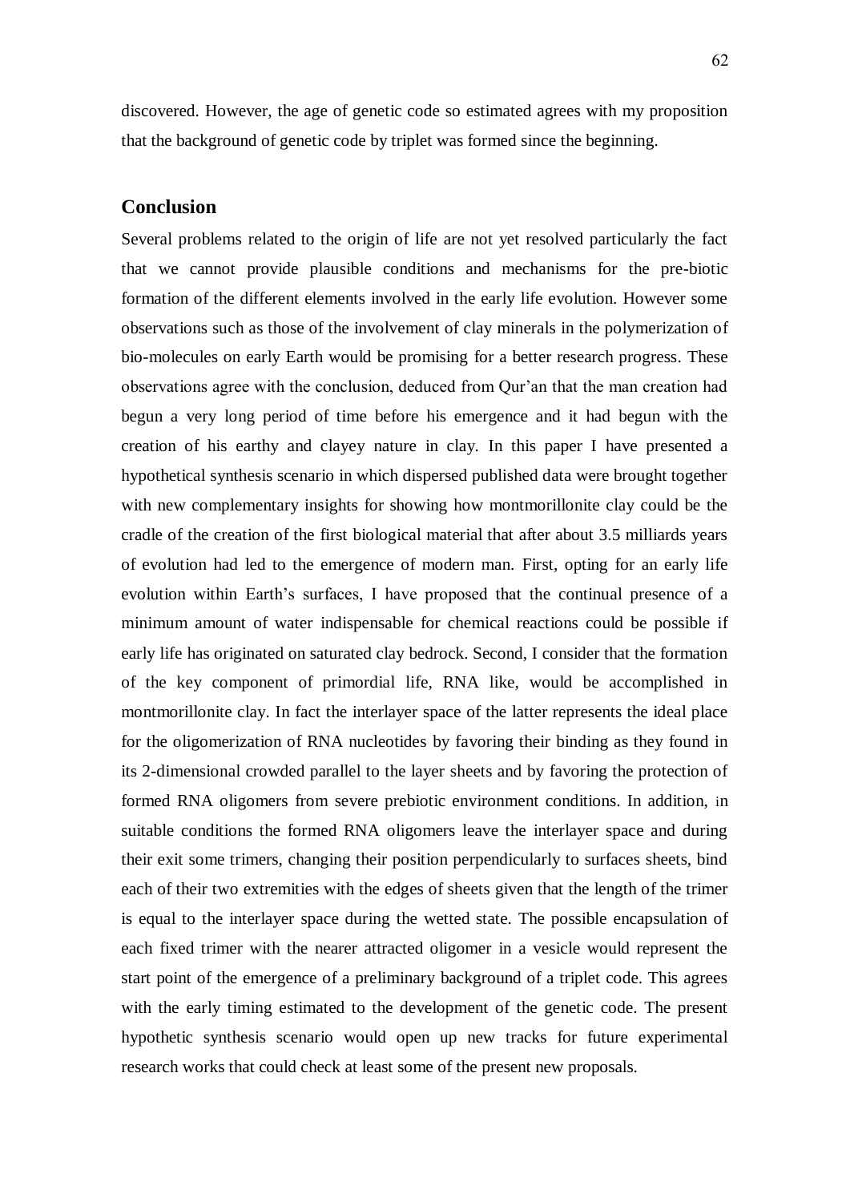discovered. However, the age of genetic code so estimated agrees with my proposition that the background of genetic code by triplet was formed since the beginning.

## Conclusion

Several problems related to the origin of life are not yet resolved particularly the fact that we cannot provide plausible conditions and mechanisms for the pre-biotic formation of the different elements involved in the early life evolution. However some observations such as those of the involvement of clay minerals in the polymerization of bio-molecules on early Earth would be promising for a better research progress. These observations agree with the conclusion, deduced from Qur'an that the man creation had begun a very long period of time before his emergence and it had begun with the creation of his earthy and clayey nature in clay. In this paper I have presented a hypothetical synthesis scenario in which dispersed published data were brought together with new complementary insights for showing how montmorillonite clay could be the cradle of the creation of the first biological material that after about 3.5 milliards years of evolution had led to the emergence of modern man. First, opting for an early life evolution within Earth's surfaces, I have proposed that the continual presence of a minimum amount of water indispensable for chemical reactions could be possible if early life has originated on saturated clay bedrock. Second, I consider that the formation of the key component of primordial life, RNA like, would be accomplished in montmorillonite clay. In fact the interlayer space of the latter represents the ideal place for the oligomerization of RNA nucleotides by favoring their binding as they found in its 2-dimensional crowded parallel to the layer sheets and by favoring the protection of formed RNA oligomers from severe prebiotic environment conditions. In addition, in suitable conditions the formed RNA oligomers leave the interlayer space and during their exit some trimers, changing their position perpendicularly to surfaces sheets, bind each of their two extremities with the edges of sheets given that the length of the trimer is equal to the interlayer space during the wetted state. The possible encapsulation of each fixed trimer with the nearer attracted oligomer in a vesicle would represent the start point of the emergence of a preliminary background of a triplet code. This agrees with the early timing estimated to the development of the genetic code. The present hypothetic synthesis scenario would open up new tracks for future experimental research works that could check at least some of the present new proposals.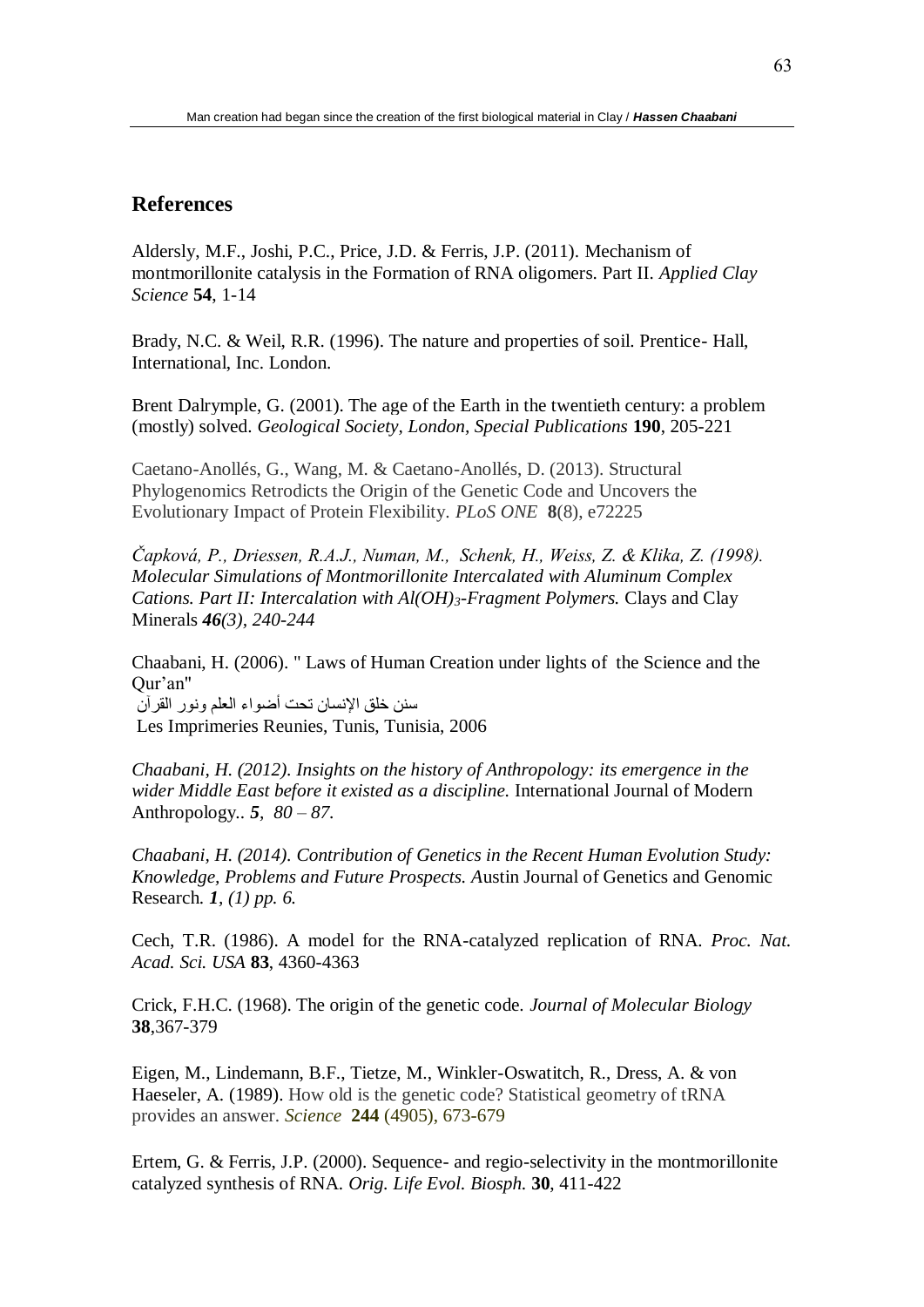## References

Aldersly, M.F., Joshi, P.C., Price, J.D. & Ferris, J.P. (2011). Mechanism of montmorillonite catalysis in the Formation of RNA oligomers. Part II. *Applied Clay Science* **54**, 1-14

Brady, N.C. & Weil, R.R. (1996). The nature and properties of soil. Prentice- Hall, International, Inc. London.

Brent Dalrymple, G. (2001). The age of the Earth in the twentieth century: a problem (mostly) solved. *Geological Society, London, Special Publications* **190**, 205-221

Caetano-Anollés, G., Wang, M. & Caetano-Anollés, D. (2013). Structural Phylogenomics Retrodicts the Origin of the Genetic Code and Uncovers the Evolutionary Impact of Protein Flexibility. *PLoS ONE* **8**(8), e72225

*Čapková, P., Driessen, R.A.J., Numan, M., Schenk, H., Weiss, Z. & Klika, Z. (1998). Molecular Simulations of Montmorillonite Intercalated with Aluminum Complex Cations. Part II: Intercalation with Al(OH)$_3$-Fragment Polymers.* Clays and Clay Minerals ***46****(3), 240-244*

Chaabani, H. (2006). " Laws of Human Creation under lights of the Science and the Qur'an"
سنن خلق الإنسان تحت أضواء العلم ونور القرآن
Les Imprimeries Reunies, Tunis, Tunisia, 2006

*Chaabani, H. (2012). Insights on the history of Anthropology: its emergence in the wider Middle East before it existed as a discipline.* International Journal of Modern Anthropology*.. **5**, 80 – 87.*

*Chaabani, H. (2014). Contribution of Genetics in the Recent Human Evolution Study: Knowledge, Problems and Future Prospects. A*ustin Journal of Genetics and Genomic Research*. **1**, (1) pp. 6.*

Cech, T.R. (1986). A model for the RNA-catalyzed replication of RNA. *Proc. Nat. Acad. Sci. USA* **83**, 4360-4363

Crick, F.H.C. (1968). The origin of the genetic code. *Journal of Molecular Biology* **38**,367-379

Eigen, M., Lindemann, B.F., Tietze, M., Winkler-Oswatitch, R., Dress, A. & von Haeseler, A. (1989). How old is the genetic code? Statistical geometry of tRNA provides an answer. *Science* **244** (4905), 673-679

Ertem, G. & Ferris, J.P. (2000). Sequence- and regio-selectivity in the montmorillonite catalyzed synthesis of RNA. *Orig. Life Evol. Biosph.* **30**, 411-422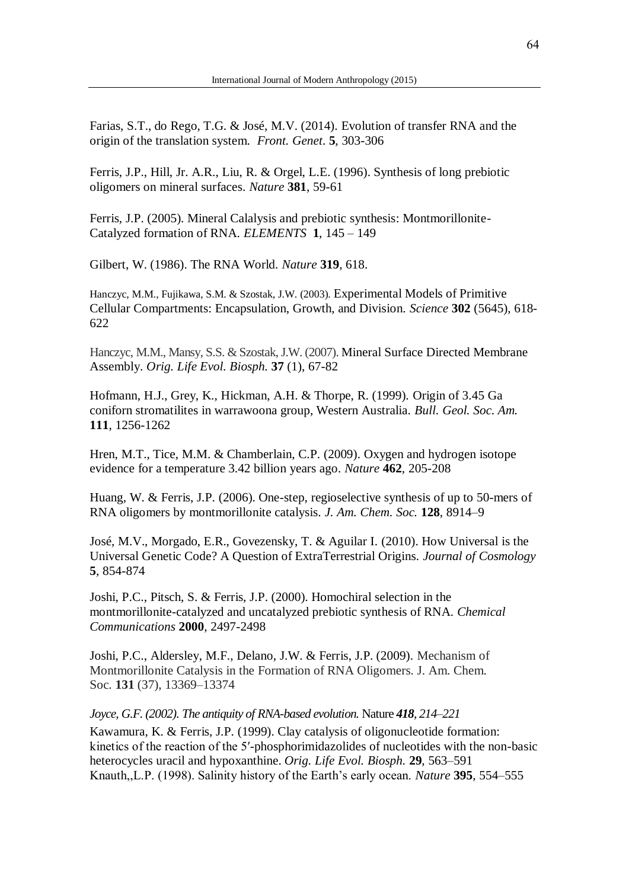Farias, S.T., do Rego, T.G. & José, M.V. (2014). Evolution of transfer RNA and the origin of the translation system. *Front. Genet*. **5**, 303-306

Ferris, J.P., Hill, Jr. A.R., Liu, R. & Orgel, L.E. (1996). Synthesis of long prebiotic oligomers on mineral surfaces. *Nature* **381**, 59-61

Ferris, J.P. (2005). Mineral Calalysis and prebiotic synthesis: Montmorillonite-Catalyzed formation of RNA. *ELEMENTS* **1**, 145 – 149

Gilbert, W. (1986). The RNA World. *Nature* **319**, 618.

Hanczyc, M.M., Fujikawa, S.M. & Szostak, J.W. (2003). Experimental Models of Primitive Cellular Compartments: Encapsulation, Growth, and Division. *Science* **302** (5645), 618-622

Hanczyc, M.M., Mansy, S.S. & Szostak, J.W. (2007). Mineral Surface Directed Membrane Assembly. *Orig. Life Evol. Biosph.* **37** (1), 67-82

Hofmann, H.J., Grey, K., Hickman, A.H. & Thorpe, R. (1999). Origin of 3.45 Ga coniforn stromatilites in warrawoona group, Western Australia. *Bull. Geol. Soc. Am.* **111**, 1256-1262

Hren, M.T., Tice, M.M. & Chamberlain, C.P. (2009). Oxygen and hydrogen isotope evidence for a temperature 3.42 billion years ago. *Nature* **462**, 205-208

Huang, W. & Ferris, J.P. (2006). One-step, regioselective synthesis of up to 50-mers of RNA oligomers by montmorillonite catalysis. *J. Am. Chem. Soc.* **128**, 8914–9

José, M.V., Morgado, E.R., Govezensky, T. & Aguilar I. (2010). How Universal is the Universal Genetic Code? A Question of ExtraTerrestrial Origins. *Journal of Cosmology* **5**, 854-874

Joshi, P.C., Pitsch, S. & Ferris, J.P. (2000). Homochiral selection in the montmorillonite-catalyzed and uncatalyzed prebiotic synthesis of RNA. *Chemical Communications* **2000**, 2497-2498

Joshi, P.C., Aldersley, M.F., Delano, J.W. & Ferris, J.P. (2009). Mechanism of Montmorillonite Catalysis in the Formation of RNA Oligomers. J. Am. Chem. Soc. **131** (37), 13369–13374

*Joyce, G.F. (2002). The antiquity of RNA-based evolution.* Nature ***418****, 214–221*

Kawamura, K. & Ferris, J.P. (1999). Clay catalysis of oligonucleotide formation: kinetics of the reaction of the 5′-phosphorimidazolides of nucleotides with the non-basic heterocycles uracil and hypoxanthine. *Orig. Life Evol. Biosph.* **29**, 563–591

Knauth,,L.P. (1998). Salinity history of the Earth's early ocean. *Nature* **395**, 554–555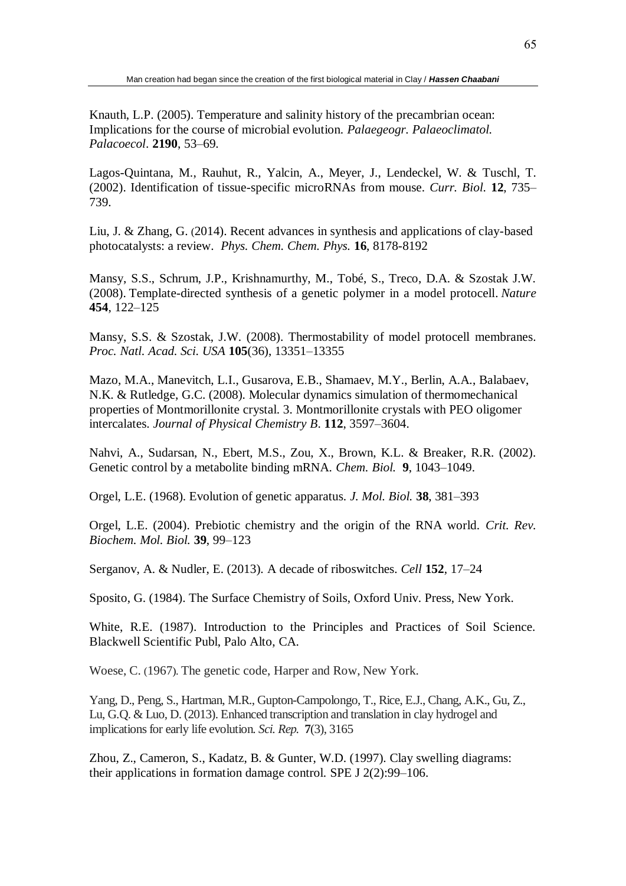Knauth, L.P. (2005). Temperature and salinity history of the precambrian ocean: Implications for the course of microbial evolution. *Palaegeogr. Palaeoclimatol. Palacoecol*. **2190**, 53–69.

Lagos-Quintana, M., Rauhut, R., Yalcin, A., Meyer, J., Lendeckel, W. & Tuschl, T. (2002). Identification of tissue-specific microRNAs from mouse. *Curr. Biol.* **12**, 735–739.

Liu, J. & Zhang, G. (2014). Recent advances in synthesis and applications of clay-based photocatalysts: a review. *Phys. Chem. Chem. Phys.* **16**, 8178-8192

Mansy, S.S., Schrum, J.P., Krishnamurthy, M., Tobé, S., Treco, D.A. & Szostak J.W. (2008). Template-directed synthesis of a genetic polymer in a model protocell. *Nature* **454**, 122–125

Mansy, S.S. & Szostak, J.W. (2008). Thermostability of model protocell membranes. *Proc. Natl. Acad. Sci. USA* **105**(36), 13351–13355

Mazo, M.A., Manevitch, L.I., Gusarova, E.B., Shamaev, M.Y., Berlin, A.A., Balabaev, N.K. & Rutledge, G.C. (2008). Molecular dynamics simulation of thermomechanical properties of Montmorillonite crystal. 3. Montmorillonite crystals with PEO oligomer intercalates. *Journal of Physical Chemistry B*. **112**, 3597–3604.

Nahvi, A., Sudarsan, N., Ebert, M.S., Zou, X., Brown, K.L. & Breaker, R.R. (2002). Genetic control by a metabolite binding mRNA. *Chem. Biol.* **9**, 1043–1049.

Orgel, L.E. (1968). Evolution of genetic apparatus. *J. Mol. Biol.* **38**, 381–393

Orgel, L.E. (2004). Prebiotic chemistry and the origin of the RNA world. *Crit. Rev. Biochem. Mol. Biol.* **39**, 99–123

Serganov, A. & Nudler, E. (2013). A decade of riboswitches. *Cell* **152**, 17–24

Sposito, G. (1984). The Surface Chemistry of Soils, Oxford Univ. Press, New York.

White, R.E. (1987). Introduction to the Principles and Practices of Soil Science. Blackwell Scientific Publ, Palo Alto, CA.

Woese, C. (1967). The genetic code, Harper and Row, New York.

Yang, D., Peng, S., Hartman, M.R., Gupton-Campolongo, T., Rice, E.J., Chang, A.K., Gu, Z., Lu, G.Q. & Luo, D. (2013). Enhanced transcription and translation in clay hydrogel and implications for early life evolution. *Sci. Rep.* **7**(3), 3165

Zhou, Z., Cameron, S., Kadatz, B. & Gunter, W.D. (1997). Clay swelling diagrams: their applications in formation damage control. SPE J 2(2):99–106.